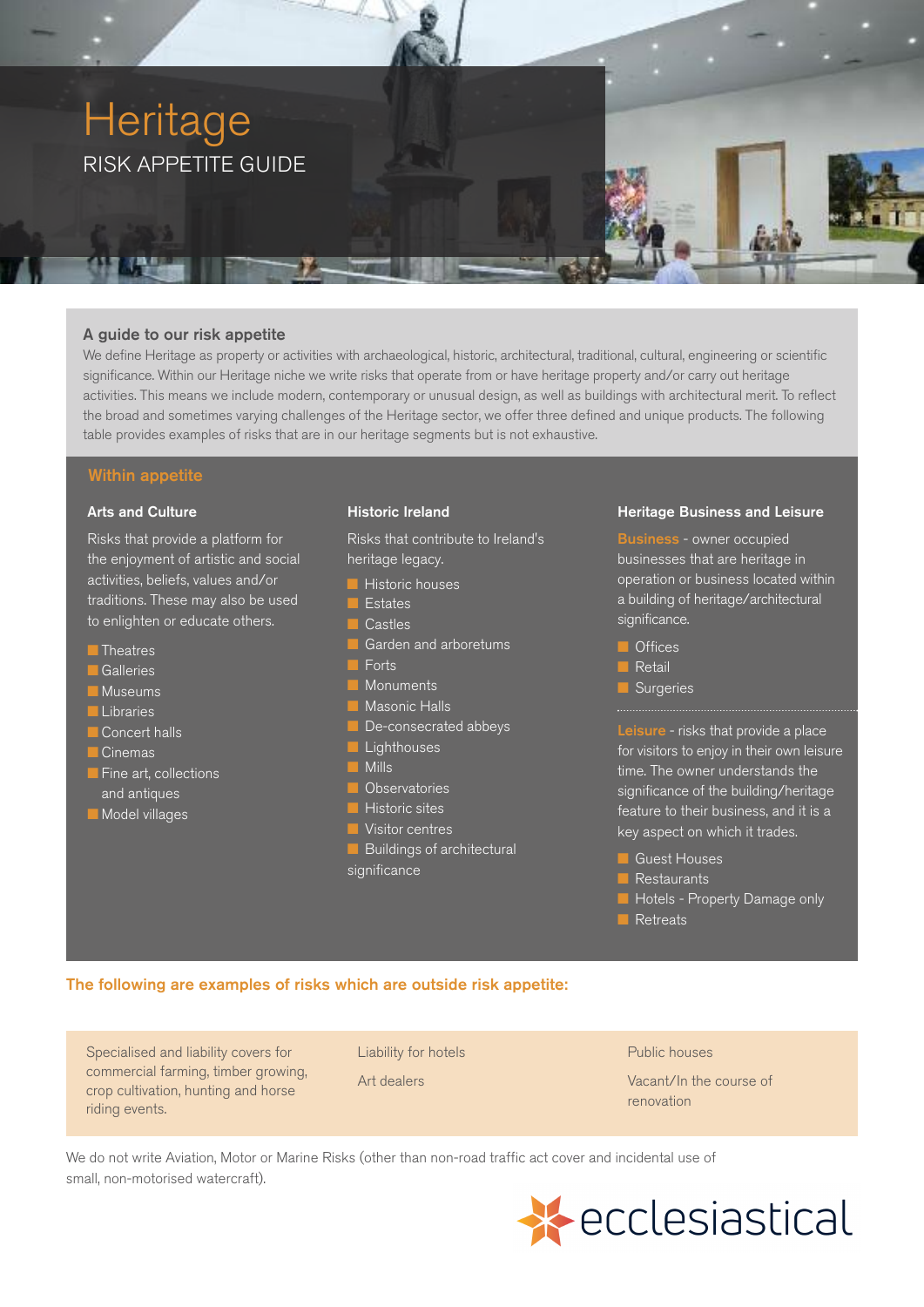# Heritage

RISK APPETITE GUIDE

## A guide to our risk appetite

We define Heritage as property or activities with archaeological, historic, architectural, traditional, cultural, engineering or scientific significance. Within our Heritage niche we write risks that operate from or have heritage property and/or carry out heritage activities. This means we include modern, contemporary or unusual design, as well as buildings with architectural merit. To reflect the broad and sometimes varying challenges of the Heritage sector, we offer three defined and unique products. The following table provides examples of risks that are in our heritage segments but is not exhaustive.

## Within appetite

### Arts and Culture

Risks that provide a platform for the enjoyment of artistic and social activities, beliefs, values and/or traditions. These may also be used to enlighten or educate others.

- Theatres
- Galleries
- Museums
- Libraries
- Concert halls
- Cinemas
- Fine art, collections and antiques
- Model villages

### Historic Ireland

Risks that contribute to Ireland's heritage legacy.

- Historic houses
- Estates
- Castles
- Garden and arboretums
- Forts
- Monuments
- Masonic Halls
- De-consecrated abbeys
- Lighthouses
- Mills
- Observatories
- Historic sites
- Visitor centres
- Buildings of architectural significance

### Heritage Business and Leisure

**Business** - owner occupied businesses that are heritage in operation or business located within a building of heritage/architectural significance.

- Offices
- Retail
- Surgeries

**Leisure** - risks that provide a place for visitors to enjoy in their own leisure time. The owner understands the significance of the building/heritage feature to their business, and it is a key aspect on which it trades.

- Guest Houses
- Restaurants
- Hotels - Property Damage only
- Retreats

## The following are examples of risks which are outside risk appetite:

- Specialised and liability covers for commercial farming, timber growing, crop cultivation, hunting and horse riding events.
- Liability for hotels
- Art dealers
- Public houses
- Vacant/In the course of renovation

We do not write Aviation, Motor or Marine Risks (other than non-road traffic act cover and incidental use of small, non-motorised watercraft).

ecclesiastical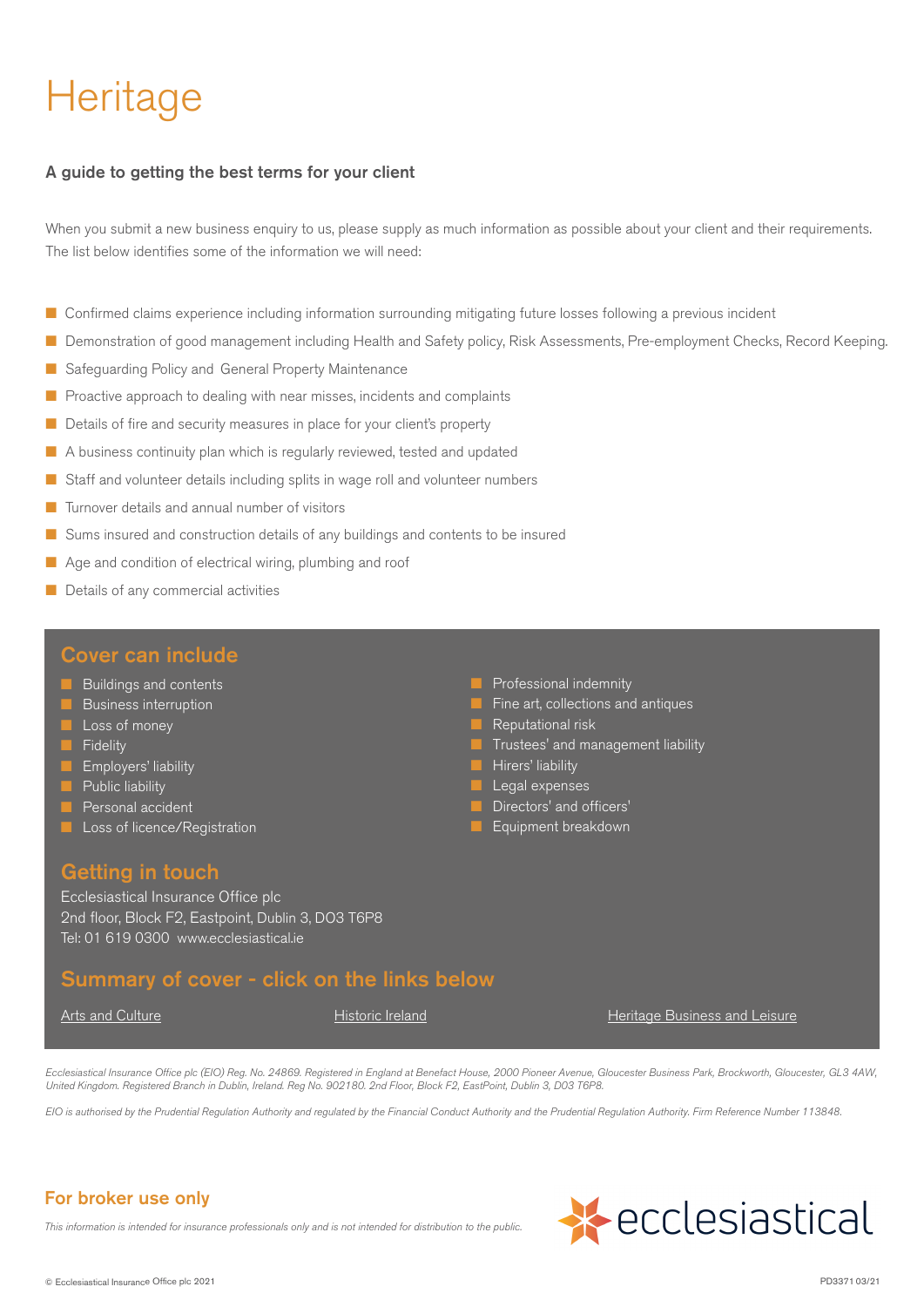# Heritage

### A guide to getting the best terms for your client

When you submit a new business enquiry to us, please supply as much information as possible about your client and their requirements. The list below identifies some of the information we will need:

- Confirmed claims experience including information surrounding mitigating future losses following a previous incident
- Demonstration of good management including Health and Safety policy, Risk Assessments, Pre-employment Checks, Record Keeping.
- Safeguarding Policy and General Property Maintenance
- Proactive approach to dealing with near misses, incidents and complaints
- Details of fire and security measures in place for your client's property
- A business continuity plan which is regularly reviewed, tested and updated
- Staff and volunteer details including splits in wage roll and volunteer numbers
- Turnover details and annual number of visitors
- Sums insured and construction details of any buildings and contents to be insured
- Age and condition of electrical wiring, plumbing and roof
- Details of any commercial activities

## Cover can include

- Buildings and contents
- Business interruption
- Loss of money
- Fidelity
- Employers' liability
- Public liability
- Personal accident
- Loss of licence/Registration
- Professional indemnity
- Fine art, collections and antiques
- Reputational risk
- Trustees' and management liability
- Hirers' liability
- Legal expenses
- Directors' and officers'
- Equipment breakdown

## Getting in touch

Ecclesiastical Insurance Office plc
2nd floor, Block F2, Eastpoint, Dublin 3, D03 T6P8
Tel: 01 619 0300 www.ecclesiastical.ie

## Summary of cover - click on the links below

Arts and Culture

Historic Ireland

Heritage Business and Leisure

*Ecclesiastical Insurance Office plc (EIO) Reg. No. 24869. Registered in England at Benefact House, 2000 Pioneer Avenue, Gloucester Business Park, Brockworth, Gloucester, GL3 4AW, United Kingdom. Registered Branch in Dublin, Ireland. Reg No. 902180. 2nd Floor, Block F2, EastPoint, Dublin 3, D03 T6P8.*

*EIO is authorised by the Prudential Regulation Authority and regulated by the Financial Conduct Authority and the Prudential Regulation Authority. Firm Reference Number 113848.*

## For broker use only

*This information is intended for insurance professionals only and is not intended for distribution to the public.*

ecclesiastical

© Ecclesiastical Insurance Office plc 2021

PD3371 03/21